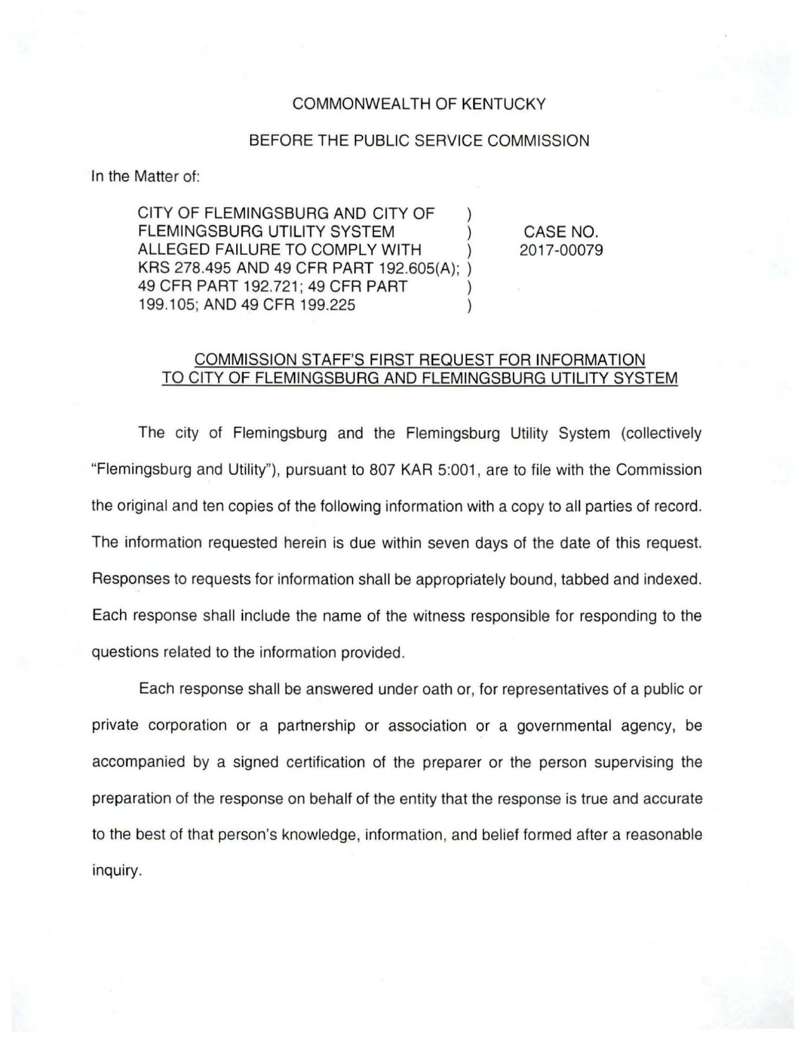COMMONWEALTH OF KENTUCKY

BEFORE THE PUBLIC SERVICE COMMISSION

In the Matter of:

| | | |
|---|---|---|
| CITY OF FLEMINGSBURG AND CITY OF FLEMINGSBURG UTILITY SYSTEM ALLEGED FAILURE TO COMPLY WITH KRS 278.495 AND 49 CFR PART 192.605(A); 49 CFR PART 192.721; 49 CFR PART 199.105; AND 49 CFR 199.225 | ) | CASE NO. 2017-00079 |

## COMMISSION STAFF'S FIRST REQUEST FOR INFORMATION TO CITY OF FLEMINGSBURG AND FLEMINGSBURG UTILITY SYSTEM

The city of Flemingsburg and the Flemingsburg Utility System (collectively "Flemingsburg and Utility"), pursuant to 807 KAR 5:001, are to file with the Commission the original and ten copies of the following information with a copy to all parties of record. The information requested herein is due within seven days of the date of this request. Responses to requests for information shall be appropriately bound, tabbed and indexed. Each response shall include the name of the witness responsible for responding to the questions related to the information provided.

Each response shall be answered under oath or, for representatives of a public or private corporation or a partnership or association or a governmental agency, be accompanied by a signed certification of the preparer or the person supervising the preparation of the response on behalf of the entity that the response is true and accurate to the best of that person's knowledge, information, and belief formed after a reasonable inquiry.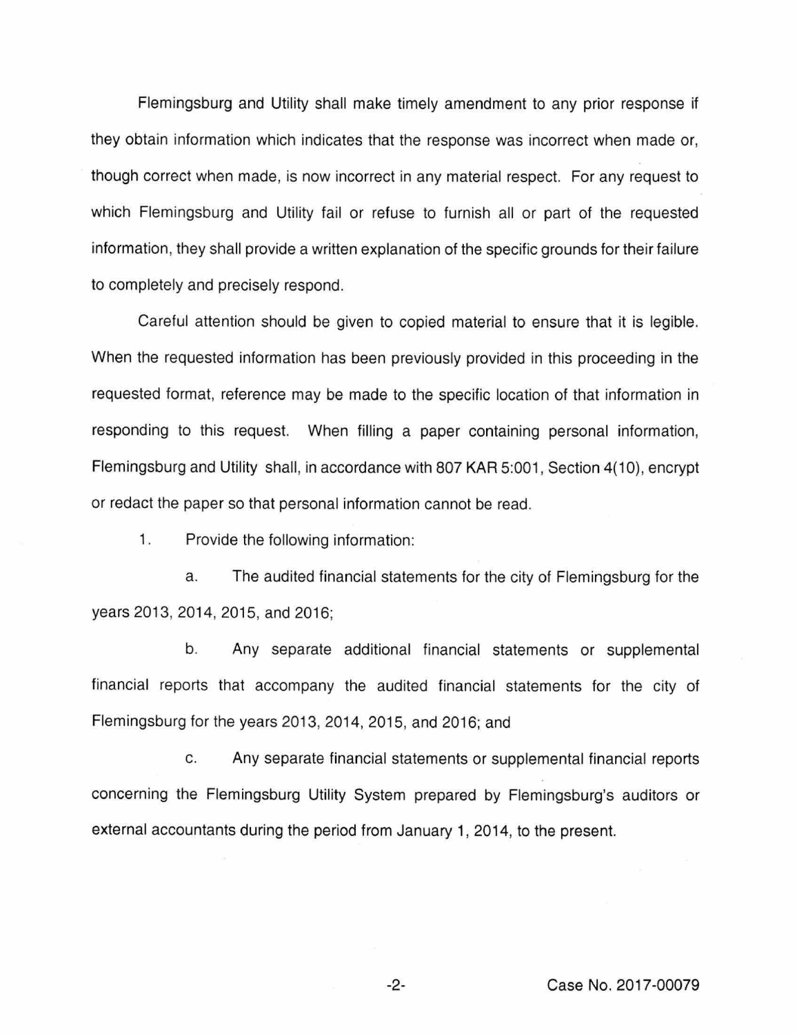Flemingsburg and Utility shall make timely amendment to any prior response if they obtain information which indicates that the response was incorrect when made or, though correct when made, is now incorrect in any material respect. For any request to which Flemingsburg and Utility fail or refuse to furnish all or part of the requested information, they shall provide a written explanation of the specific grounds for their failure to completely and precisely respond.

Careful attention should be given to copied material to ensure that it is legible. When the requested information has been previously provided in this proceeding in the requested format, reference may be made to the specific location of that information in responding to this request. When filling a paper containing personal information, Flemingsburg and Utility shall, in accordance with 807 KAR 5:001, Section 4(10), encrypt or redact the paper so that personal information cannot be read.

1. Provide the following information:

a. The audited financial statements for the city of Flemingsburg for the years 2013, 2014, 2015, and 2016;

b. Any separate additional financial statements or supplemental financial reports that accompany the audited financial statements for the city of Flemingsburg for the years 2013, 2014, 2015, and 2016; and

c. Any separate financial statements or supplemental financial reports concerning the Flemingsburg Utility System prepared by Flemingsburg's auditors or external accountants during the period from January 1, 2014, to the present.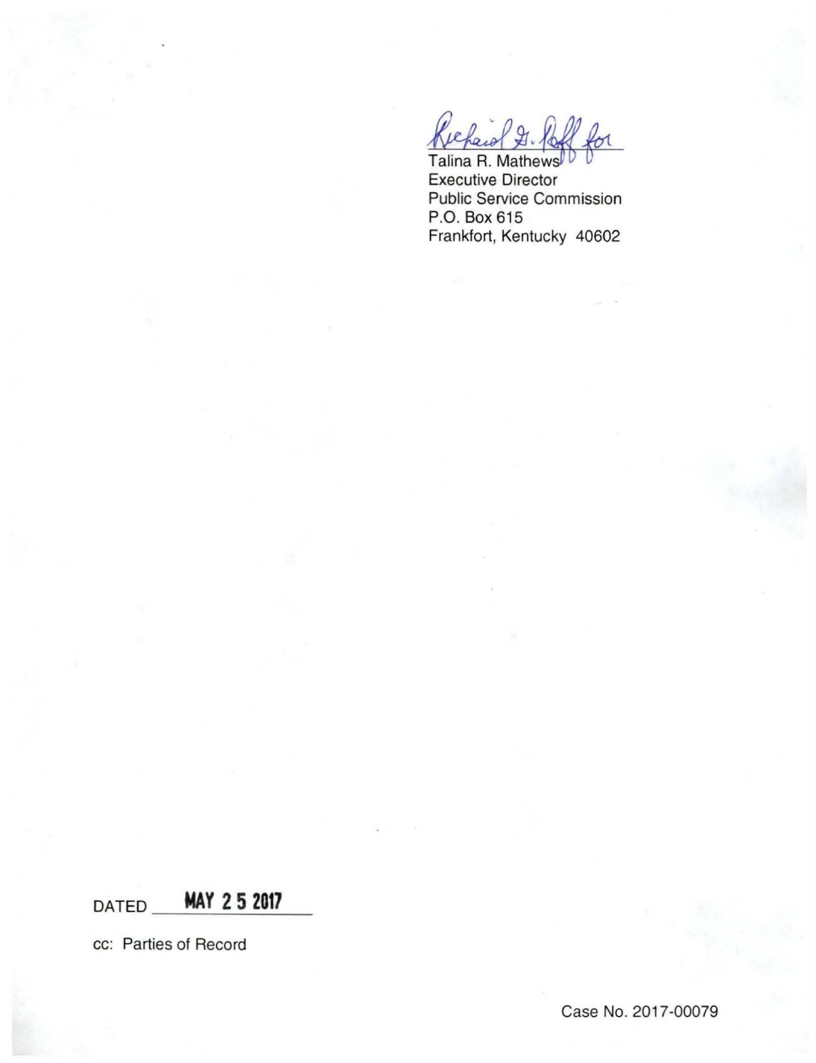Richard G. Raff for

Talina R. Mathews
Executive Director
Public Service Commission
P.O. Box 615
Frankfort, Kentucky 40602

DATED **MAY 25 2017**

cc: Parties of Record

Case No. 2017-00079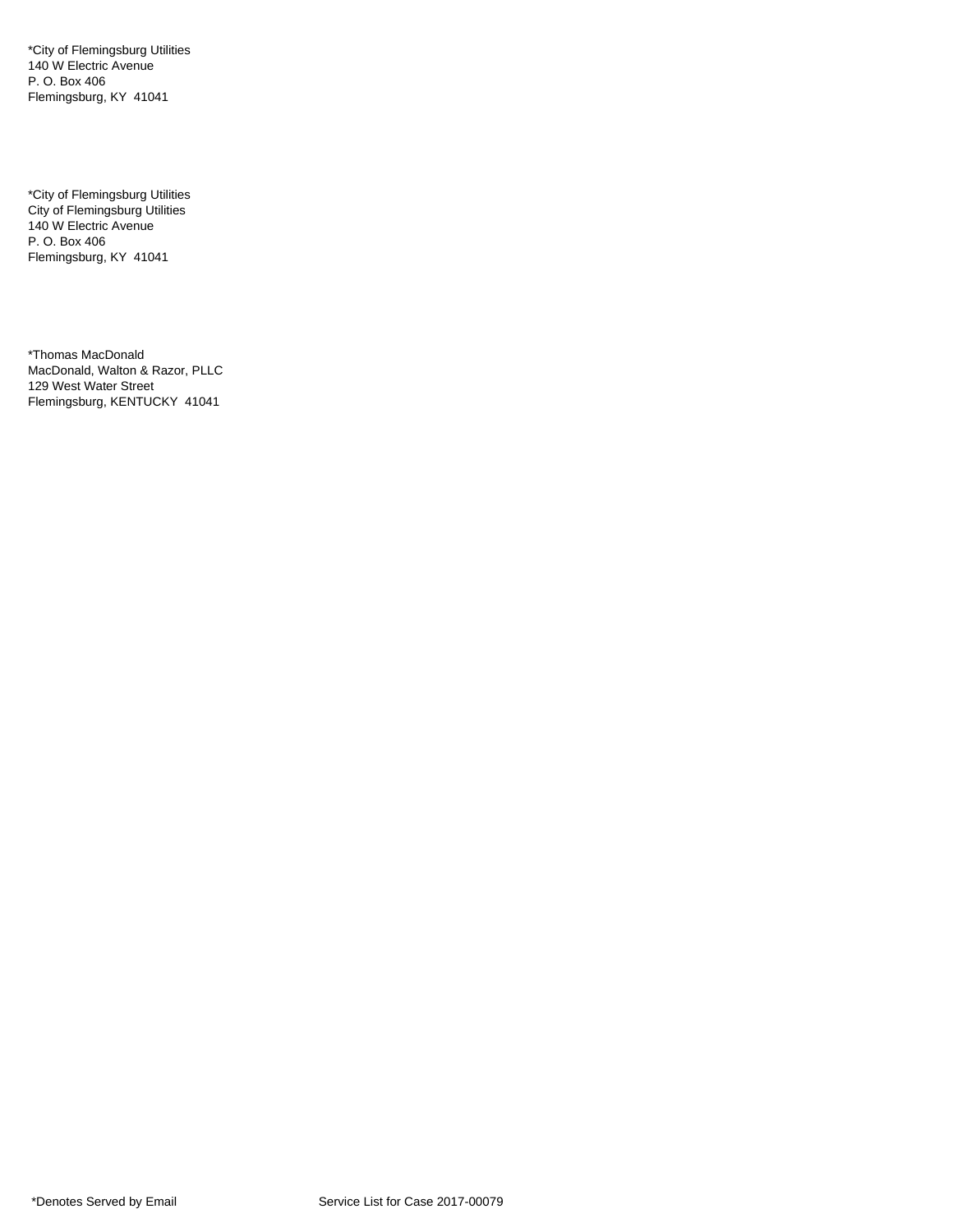*City of Flemingsburg Utilities
140 W Electric Avenue
P. O. Box 406
Flemingsburg, KY  41041

*City of Flemingsburg Utilities
City of Flemingsburg Utilities
140 W Electric Avenue
P. O. Box 406
Flemingsburg, KY  41041

*Thomas MacDonald
MacDonald, Walton & Razor, PLLC
129 West Water Street
Flemingsburg, KENTUCKY  41041

*Denotes Served by Email

Service List for Case 2017-00079